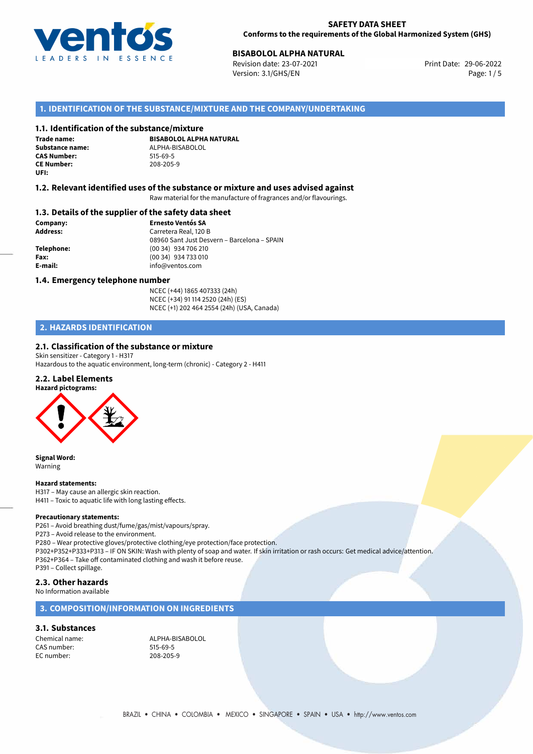**SAFETY DATA SHEET**
**Conforms to the requirements of the Global Harmonized System (GHS)**

**BISABOLOL ALPHA NATURAL**
Revision date: 23-07-2021
Version: 3.1/GHS/EN
Print Date: 29-06-2022

## 1. IDENTIFICATION OF THE SUBSTANCE/MIXTURE AND THE COMPANY/UNDERTAKING

### 1.1. Identification of the substance/mixture

**Trade name:** **BISABOLOL ALPHA NATURAL**
**Substance name:** ALPHA-BISABOLOL
**CAS Number:** 515-69-5
**CE Number:** 208-205-9
**UFI:**

### 1.2. Relevant identified uses of the substance or mixture and uses advised against

Raw material for the manufacture of fragrances and/or flavourings.

### 1.3. Details of the supplier of the safety data sheet

**Company:** **Ernesto Ventós SA**
**Address:** Carretera Real, 120 B
08960 Sant Just Desvern – Barcelona – SPAIN
**Telephone:** (00 34) 934 706 210
**Fax:** (00 34) 934 733 010
**E-mail:** info@ventos.com

### 1.4. Emergency telephone number

NCEC (+44) 1865 407333 (24h)
NCEC (+34) 91 114 2520 (24h) (ES)
NCEC (+1) 202 464 2554 (24h) (USA, Canada)

## 2. HAZARDS IDENTIFICATION

### 2.1. Classification of the substance or mixture

Skin sensitizer - Category 1 - H317
Hazardous to the aquatic environment, long-term (chronic) - Category 2 - H411

### 2.2. Label Elements

**Hazard pictograms:**

**Signal Word:**
Warning

**Hazard statements:**
H317 – May cause an allergic skin reaction.
H411 – Toxic to aquatic life with long lasting effects.

**Precautionary statements:**
P261 – Avoid breathing dust/fume/gas/mist/vapours/spray.
P273 – Avoid release to the environment.
P280 – Wear protective gloves/protective clothing/eye protection/face protection.
P302+P352+P333+P313 – IF ON SKIN: Wash with plenty of soap and water. If skin irritation or rash occurs: Get medical advice/attention.
P362+P364 – Take off contaminated clothing and wash it before reuse.
P391 – Collect spillage.

### 2.3. Other hazards

No Information available

## 3. COMPOSITION/INFORMATION ON INGREDIENTS

### 3.1. Substances

Chemical name: ALPHA-BISABOLOL
CAS number: 515-69-5
EC number: 208-205-9

BRAZIL • CHINA • COLOMBIA • MEXICO • SINGAPORE • SPAIN • USA • http://www.ventos.com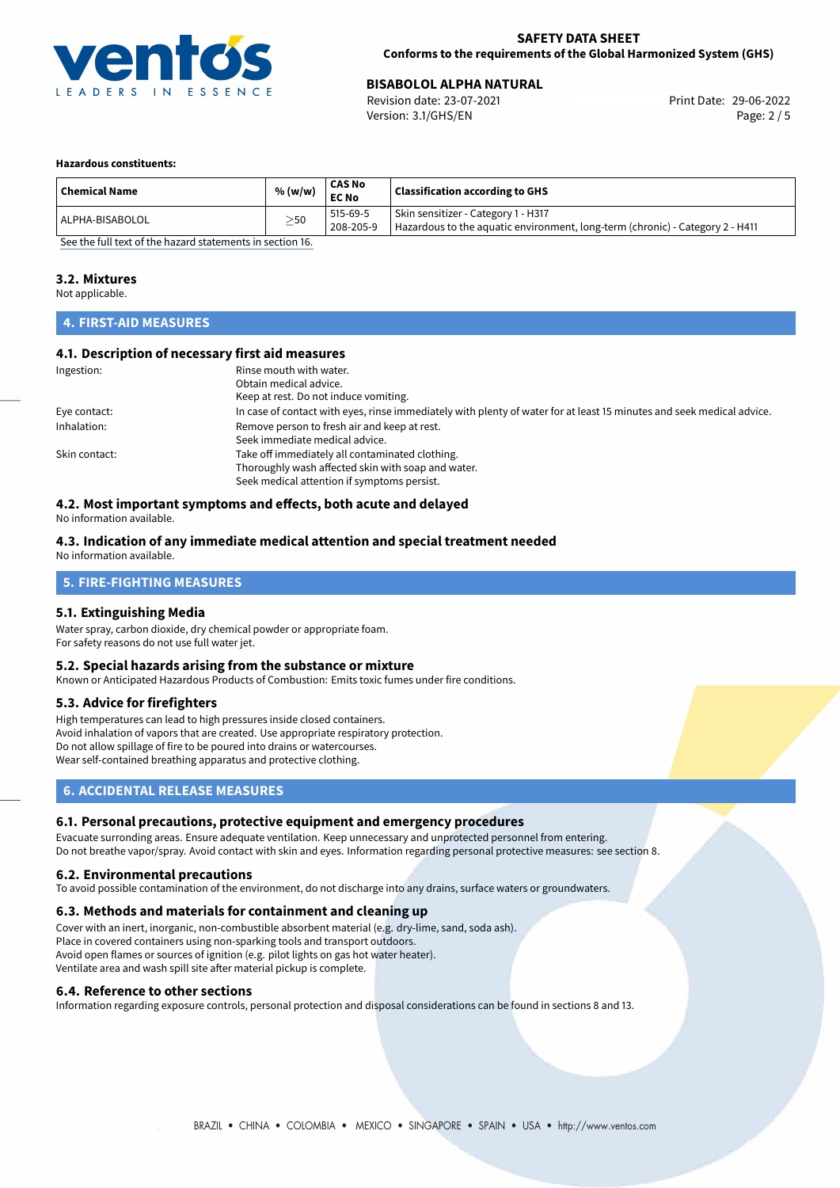**Hazardous constituents:**

| Chemical Name | % (w/w) | CAS No<br>EC No | Classification according to GHS |
|---|---|---|---|
| ALPHA-BISABOLOL | ≥50 | 515-69-5<br>208-205-9 | Skin sensitizer - Category 1 - H317<br>Hazardous to the aquatic environment, long-term (chronic) - Category 2 - H411 |

See the full text of the hazard statements in section 16.

### 3.2. Mixtures

Not applicable.

## 4. FIRST-AID MEASURES

### 4.1. Description of necessary first aid measures

Ingestion: Rinse mouth with water.
Obtain medical advice.
Keep at rest. Do not induce vomiting.

Eye contact: In case of contact with eyes, rinse immediately with plenty of water for at least 15 minutes and seek medical advice.

Inhalation: Remove person to fresh air and keep at rest.
Seek immediate medical advice.

Skin contact: Take off immediately all contaminated clothing.
Thoroughly wash affected skin with soap and water.
Seek medical attention if symptoms persist.

### 4.2. Most important symptoms and effects, both acute and delayed

No information available.

### 4.3. Indication of any immediate medical attention and special treatment needed

No information available.

## 5. FIRE-FIGHTING MEASURES

### 5.1. Extinguishing Media

Water spray, carbon dioxide, dry chemical powder or appropriate foam.
For safety reasons do not use full water jet.

### 5.2. Special hazards arising from the substance or mixture

Known or Anticipated Hazardous Products of Combustion: Emits toxic fumes under fire conditions.

### 5.3. Advice for firefighters

High temperatures can lead to high pressures inside closed containers.
Avoid inhalation of vapors that are created. Use appropriate respiratory protection.
Do not allow spillage of fire to be poured into drains or watercourses.
Wear self-contained breathing apparatus and protective clothing.

## 6. ACCIDENTAL RELEASE MEASURES

### 6.1. Personal precautions, protective equipment and emergency procedures

Evacuate surronding areas. Ensure adequate ventilation. Keep unnecessary and unprotected personnel from entering.
Do not breathe vapor/spray. Avoid contact with skin and eyes. Information regarding personal protective measures: see section 8.

### 6.2. Environmental precautions

To avoid possible contamination of the environment, do not discharge into any drains, surface waters or groundwaters.

### 6.3. Methods and materials for containment and cleaning up

Cover with an inert, inorganic, non-combustible absorbent material (e.g. dry-lime, sand, soda ash).
Place in covered containers using non-sparking tools and transport outdoors.
Avoid open flames or sources of ignition (e.g. pilot lights on gas hot water heater).
Ventilate area and wash spill site after material pickup is complete.

### 6.4. Reference to other sections

Information regarding exposure controls, personal protection and disposal considerations can be found in sections 8 and 13.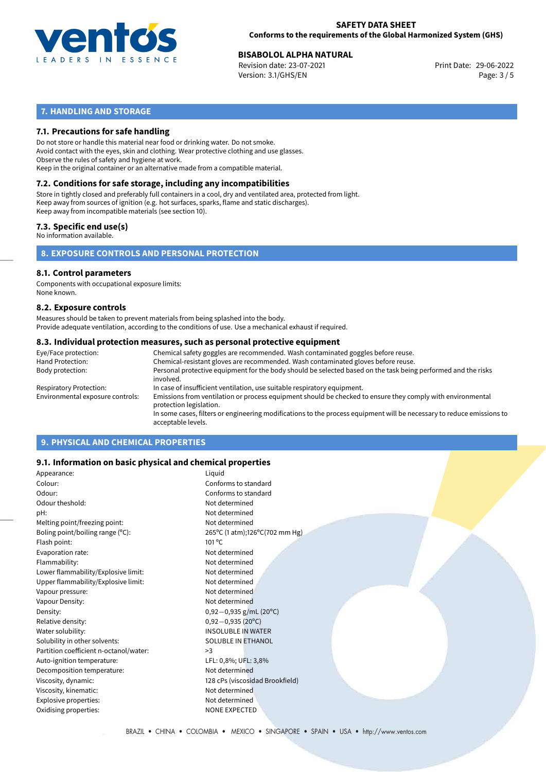## 7. HANDLING AND STORAGE

### 7.1. Precautions for safe handling

Do not store or handle this material near food or drinking water. Do not smoke.
Avoid contact with the eyes, skin and clothing. Wear protective clothing and use glasses.
Observe the rules of safety and hygiene at work.
Keep in the original container or an alternative made from a compatible material.

### 7.2. Conditions for safe storage, including any incompatibilities

Store in tightly closed and preferably full containers in a cool, dry and ventilated area, protected from light.
Keep away from sources of ignition (e.g. hot surfaces, sparks, flame and static discharges).
Keep away from incompatible materials (see section 10).

### 7.3. Specific end use(s)

No information available.

## 8. EXPOSURE CONTROLS AND PERSONAL PROTECTION

### 8.1. Control parameters

Components with occupational exposure limits:
None known.

### 8.2. Exposure controls

Measures should be taken to prevent materials from being splashed into the body.
Provide adequate ventilation, according to the conditions of use. Use a mechanical exhaust if required.

### 8.3. Individual protection measures, such as personal protective equipment

| | |
|---|---|
| Eye/Face protection: | Chemical safety goggles are recommended. Wash contaminated goggles before reuse. |
| Hand Protection: | Chemical-resistant gloves are recommended. Wash contaminated gloves before reuse. |
| Body protection: | Personal protective equipment for the body should be selected based on the task being performed and the risks involved. |
| Respiratory Protection: | In case of insufficient ventilation, use suitable respiratory equipment. |
| Environmental exposure controls: | Emissions from ventilation or process equipment should be checked to ensure they comply with environmental protection legislation. In some cases, filters or engineering modifications to the process equipment will be necessary to reduce emissions to acceptable levels. |

## 9. PHYSICAL AND CHEMICAL PROPERTIES

### 9.1. Information on basic physical and chemical properties

| | |
|---|---|
| Appearance: | Liquid |
| Colour: | Conforms to standard |
| Odour: | Conforms to standard |
| Odour theshold: | Not determined |
| pH: | Not determined |
| Melting point/freezing point: | Not determined |
| Boling point/boiling range (°C): | 265°C (1 atm);126°C(702 mm Hg) |
| Flash point: | 101 °C |
| Evaporation rate: | Not determined |
| Flammability: | Not determined |
| Lower flammability/Explosive limit: | Not determined |
| Upper flammability/Explosive limit: | Not determined |
| Vapour pressure: | Not determined |
| Vapour Density: | Not determined |
| Density: | 0,92−0,935 g/mL (20°C) |
| Relative density: | 0,92−0,935 (20°C) |
| Water solubility: | INSOLUBLE IN WATER |
| Solubility in other solvents: | SOLUBLE IN ETHANOL |
| Partition coefficient n-octanol/water: | >3 |
| Auto-ignition temperature: | LFL: 0,8%; UFL: 3,8% |
| Decomposition temperature: | Not determined |
| Viscosity, dynamic: | 128 cPs (viscosidad Brookfield) |
| Viscosity, kinematic: | Not determined |
| Explosive properties: | Not determined |
| Oxidising properties: | NONE EXPECTED |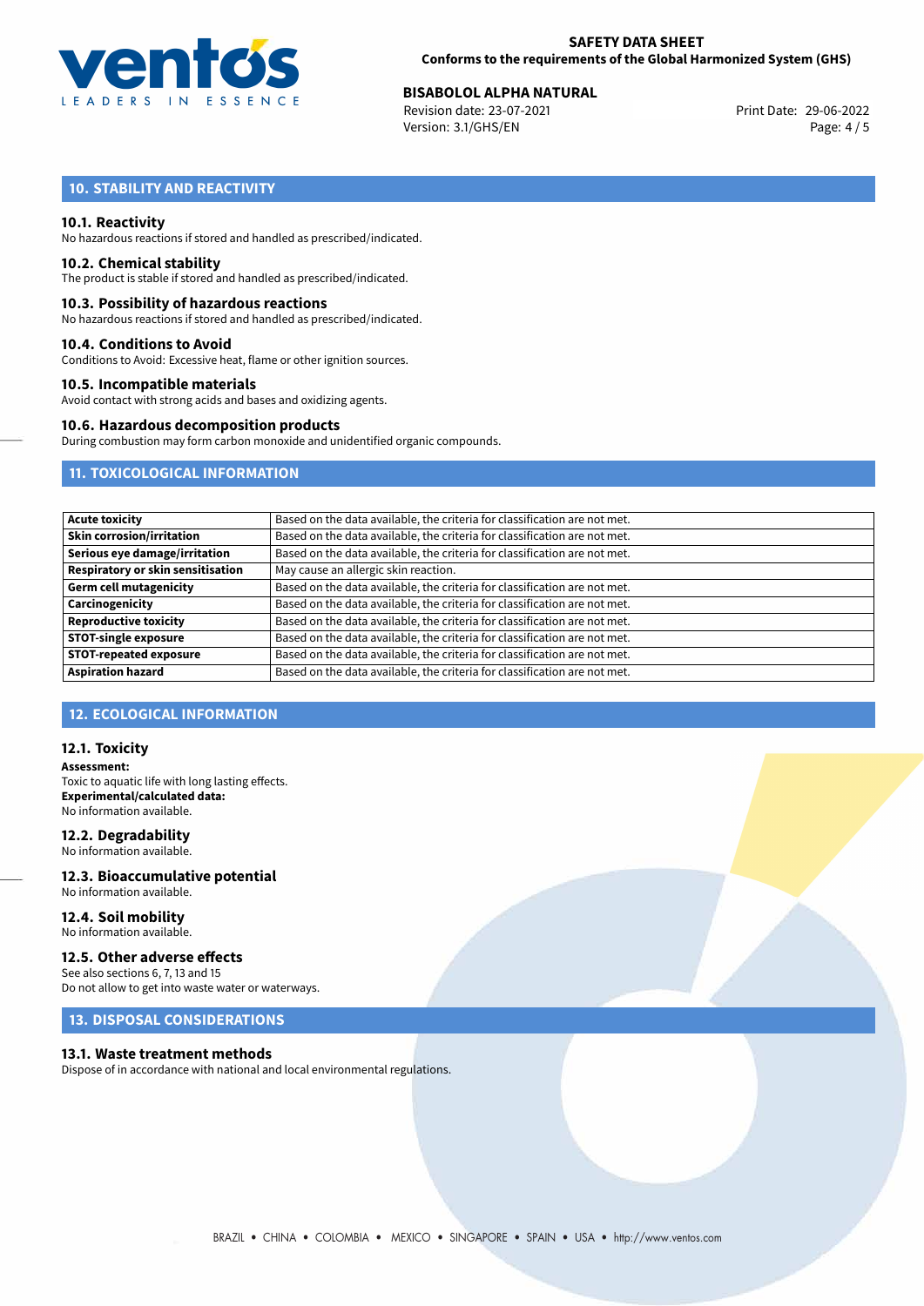## 10. STABILITY AND REACTIVITY

### 10.1. Reactivity

No hazardous reactions if stored and handled as prescribed/indicated.

### 10.2. Chemical stability

The product is stable if stored and handled as prescribed/indicated.

### 10.3. Possibility of hazardous reactions

No hazardous reactions if stored and handled as prescribed/indicated.

### 10.4. Conditions to Avoid

Conditions to Avoid: Excessive heat, flame or other ignition sources.

### 10.5. Incompatible materials

Avoid contact with strong acids and bases and oxidizing agents.

### 10.6. Hazardous decomposition products

During combustion may form carbon monoxide and unidentified organic compounds.

## 11. TOXICOLOGICAL INFORMATION

| | |
|---|---|
| **Acute toxicity** | Based on the data available, the criteria for classification are not met. |
| **Skin corrosion/irritation** | Based on the data available, the criteria for classification are not met. |
| **Serious eye damage/irritation** | Based on the data available, the criteria for classification are not met. |
| **Respiratory or skin sensitisation** | May cause an allergic skin reaction. |
| **Germ cell mutagenicity** | Based on the data available, the criteria for classification are not met. |
| **Carcinogenicity** | Based on the data available, the criteria for classification are not met. |
| **Reproductive toxicity** | Based on the data available, the criteria for classification are not met. |
| **STOT-single exposure** | Based on the data available, the criteria for classification are not met. |
| **STOT-repeated exposure** | Based on the data available, the criteria for classification are not met. |
| **Aspiration hazard** | Based on the data available, the criteria for classification are not met. |

## 12. ECOLOGICAL INFORMATION

### 12.1. Toxicity

**Assessment:**
Toxic to aquatic life with long lasting effects.
**Experimental/calculated data:**
No information available.

### 12.2. Degradability

No information available.

### 12.3. Bioaccumulative potential

No information available.

### 12.4. Soil mobility

No information available.

### 12.5. Other adverse effects

See also sections 6, 7, 13 and 15
Do not allow to get into waste water or waterways.

## 13. DISPOSAL CONSIDERATIONS

### 13.1. Waste treatment methods

Dispose of in accordance with national and local environmental regulations.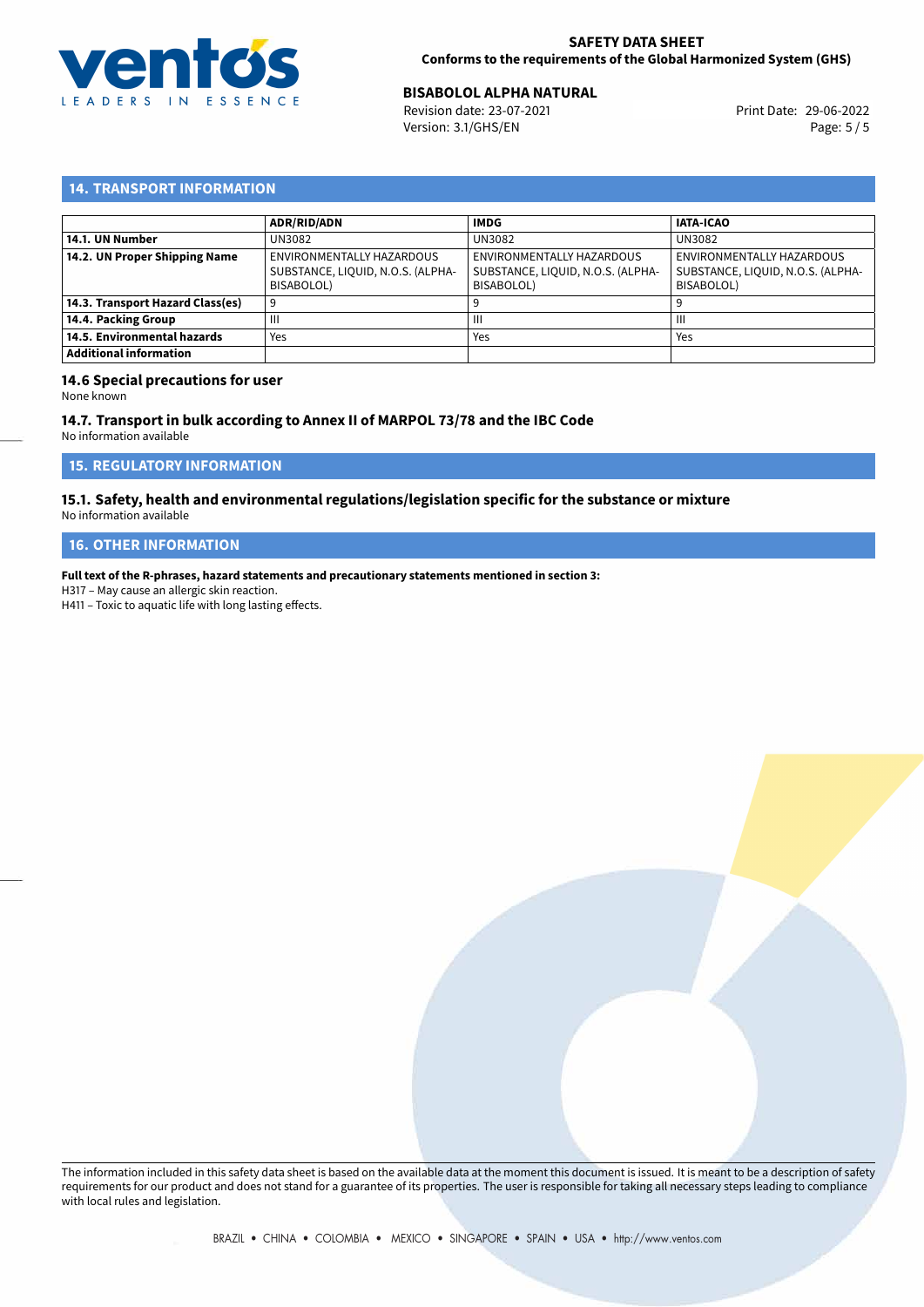## 14. TRANSPORT INFORMATION

| | ADR/RID/ADN | IMDG | IATA-ICAO |
|---|---|---|---|
| **14.1. UN Number** | UN3082 | UN3082 | UN3082 |
| **14.2. UN Proper Shipping Name** | ENVIRONMENTALLY HAZARDOUS SUBSTANCE, LIQUID, N.O.S. (ALPHA-BISABOLOL) | ENVIRONMENTALLY HAZARDOUS SUBSTANCE, LIQUID, N.O.S. (ALPHA-BISABOLOL) | ENVIRONMENTALLY HAZARDOUS SUBSTANCE, LIQUID, N.O.S. (ALPHA-BISABOLOL) |
| **14.3. Transport Hazard Class(es)** | 9 | 9 | 9 |
| **14.4. Packing Group** | III | III | III |
| **14.5. Environmental hazards** | Yes | Yes | Yes |
| **Additional information** | | | |

### 14.6 Special precautions for user

None known

### 14.7. Transport in bulk according to Annex II of MARPOL 73/78 and the IBC Code

No information available

## 15. REGULATORY INFORMATION

### 15.1. Safety, health and environmental regulations/legislation specific for the substance or mixture

No information available

## 16. OTHER INFORMATION

**Full text of the R-phrases, hazard statements and precautionary statements mentioned in section 3:**

H317 – May cause an allergic skin reaction.

H411 – Toxic to aquatic life with long lasting effects.

The information included in this safety data sheet is based on the available data at the moment this document is issued. It is meant to be a description of safety requirements for our product and does not stand for a guarantee of its properties. The user is responsible for taking all necessary steps leading to compliance with local rules and legislation.